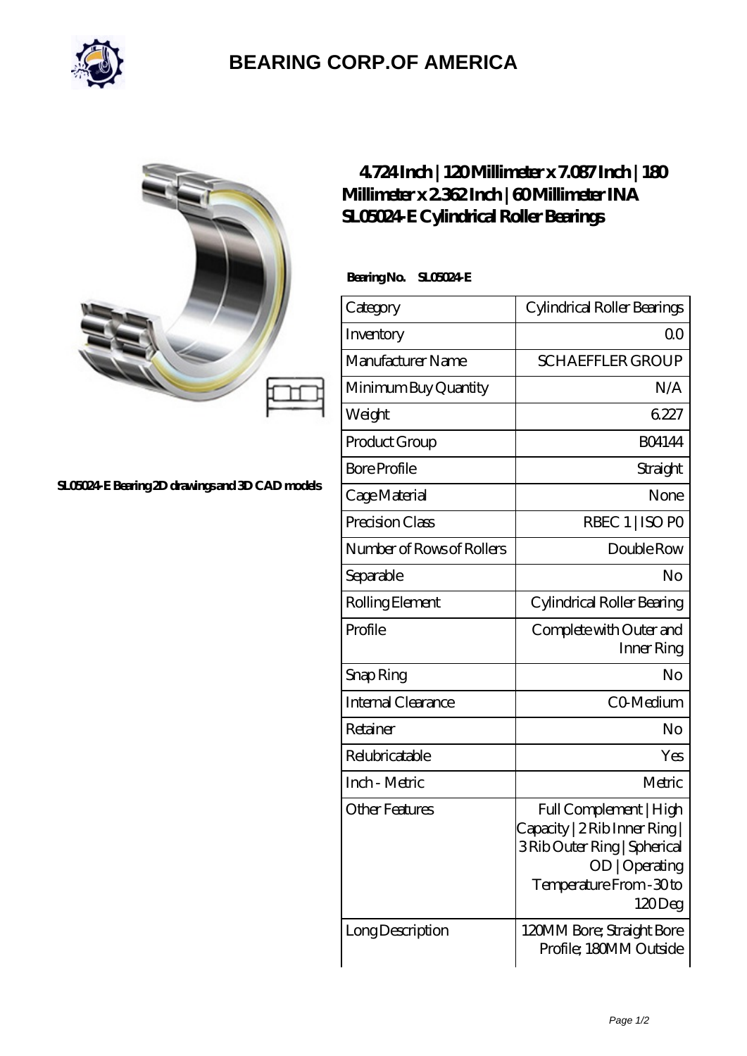# BEARING CORP.OF AMERICA

SL05024-E Bearing 2D drawings and 3D CAD models

## 4.724 Inch | 120 Millimeter x 7.087 Inch | 180 Millimeter x 2.362 Inch | 60 Millimeter INA SL05024-E Cylindrical Roller Bearings

**Bearing No. SL05024-E**

| Category | Cylindrical Roller Bearings |
| --- | --- |
| Inventory | 0.0 |
| Manufacturer Name | SCHAEFFLER GROUP |
| Minimum Buy Quantity | N/A |
| Weight | 6.227 |
| Product Group | B04144 |
| Bore Profile | Straight |
| Cage Material | None |
| Precision Class | RBEC 1 \| ISO P0 |
| Number of Rows of Rollers | Double Row |
| Separable | No |
| Rolling Element | Cylindrical Roller Bearing |
| Profile | Complete with Outer and Inner Ring |
| Snap Ring | No |
| Internal Clearance | C0-Medium |
| Retainer | No |
| Relubricatable | Yes |
| Inch - Metric | Metric |
| Other Features | Full Complement \| High Capacity \| 2 Rib Inner Ring \| 3 Rib Outer Ring \| Spherical OD \| Operating Temperature From -30 to 120 Deg |
| Long Description | 120MM Bore; Straight Bore Profile; 180MM Outside |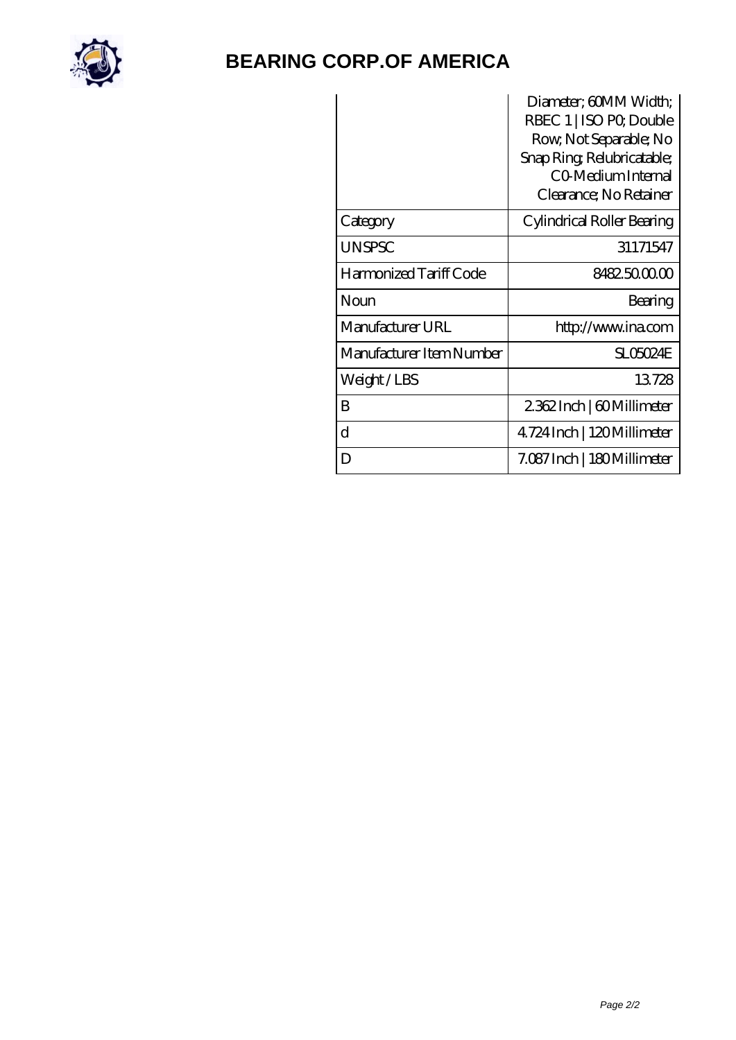| | |
|---|---|
| | Diameter; 60MM Width; RBEC 1 \| ISO P0; Double Row; Not Separable; No Snap Ring; Relubricatable; C0-Medium Internal Clearance; No Retainer |
| Category | Cylindrical Roller Bearing |
| UNSPSC | 31171547 |
| Harmonized Tariff Code | 8482.50.00.00 |
| Noun | Bearing |
| Manufacturer URL | http://www.ina.com |
| Manufacturer Item Number | SL05024E |
| Weight / LBS | 13.728 |
| B | 2.362 Inch \| 60 Millimeter |
| d | 4.724 Inch \| 120 Millimeter |
| D | 7.087 Inch \| 180 Millimeter |